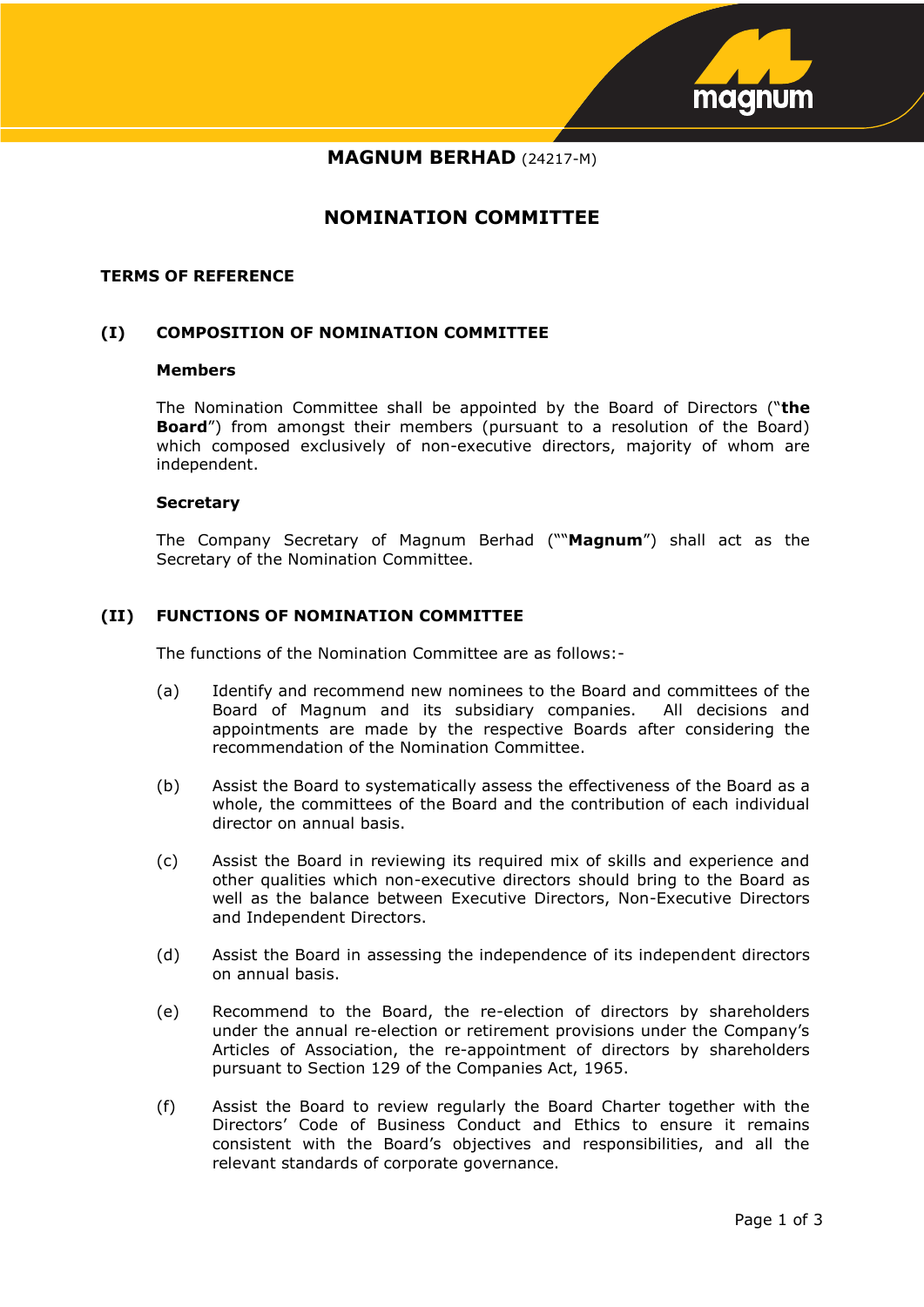**MAGNUM BERHAD** (24217-M)

# NOMINATION COMMITTEE

## TERMS OF REFERENCE

### (I) COMPOSITION OF NOMINATION COMMITTEE

**Members**

The Nomination Committee shall be appointed by the Board of Directors ("**the Board**") from amongst their members (pursuant to a resolution of the Board) which composed exclusively of non-executive directors, majority of whom are independent.

**Secretary**

The Company Secretary of Magnum Berhad (""**Magnum**") shall act as the Secretary of the Nomination Committee.

### (II) FUNCTIONS OF NOMINATION COMMITTEE

The functions of the Nomination Committee are as follows:-

(a) Identify and recommend new nominees to the Board and committees of the Board of Magnum and its subsidiary companies. All decisions and appointments are made by the respective Boards after considering the recommendation of the Nomination Committee.

(b) Assist the Board to systematically assess the effectiveness of the Board as a whole, the committees of the Board and the contribution of each individual director on annual basis.

(c) Assist the Board in reviewing its required mix of skills and experience and other qualities which non-executive directors should bring to the Board as well as the balance between Executive Directors, Non-Executive Directors and Independent Directors.

(d) Assist the Board in assessing the independence of its independent directors on annual basis.

(e) Recommend to the Board, the re-election of directors by shareholders under the annual re-election or retirement provisions under the Company's Articles of Association, the re-appointment of directors by shareholders pursuant to Section 129 of the Companies Act, 1965.

(f) Assist the Board to review regularly the Board Charter together with the Directors' Code of Business Conduct and Ethics to ensure it remains consistent with the Board's objectives and responsibilities, and all the relevant standards of corporate governance.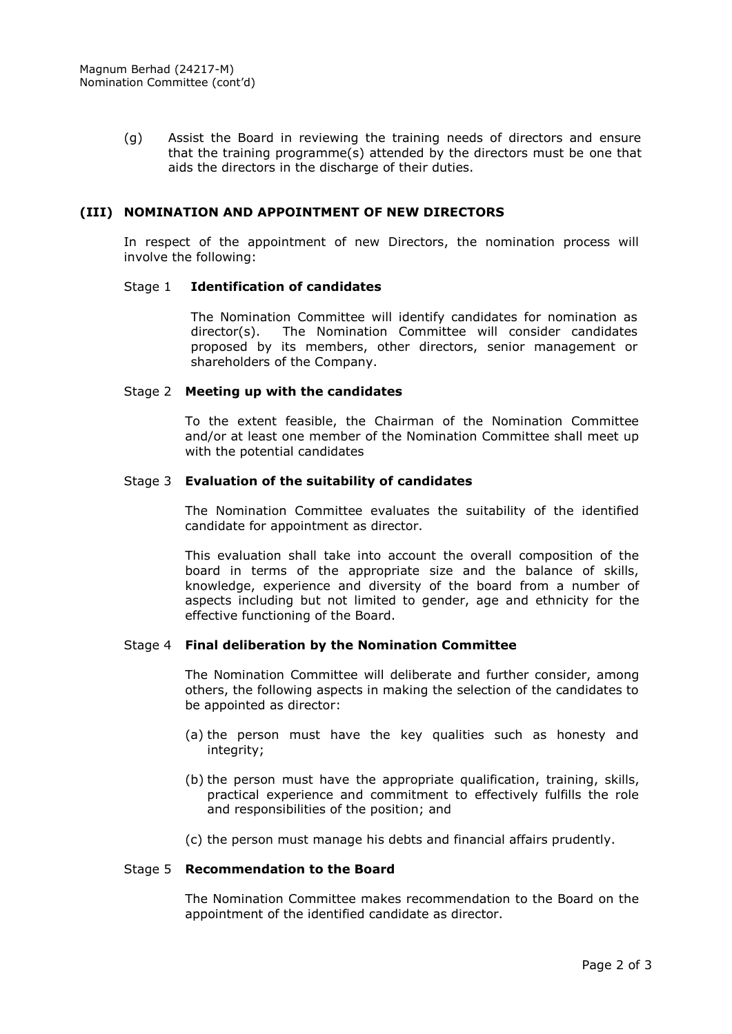(g) Assist the Board in reviewing the training needs of directors and ensure that the training programme(s) attended by the directors must be one that aids the directors in the discharge of their duties.

## (III) NOMINATION AND APPOINTMENT OF NEW DIRECTORS

In respect of the appointment of new Directors, the nomination process will involve the following:

### Stage 1 **Identification of candidates**

The Nomination Committee will identify candidates for nomination as director(s). The Nomination Committee will consider candidates proposed by its members, other directors, senior management or shareholders of the Company.

### Stage 2 **Meeting up with the candidates**

To the extent feasible, the Chairman of the Nomination Committee and/or at least one member of the Nomination Committee shall meet up with the potential candidates

### Stage 3 **Evaluation of the suitability of candidates**

The Nomination Committee evaluates the suitability of the identified candidate for appointment as director.

This evaluation shall take into account the overall composition of the board in terms of the appropriate size and the balance of skills, knowledge, experience and diversity of the board from a number of aspects including but not limited to gender, age and ethnicity for the effective functioning of the Board.

### Stage 4 **Final deliberation by the Nomination Committee**

The Nomination Committee will deliberate and further consider, among others, the following aspects in making the selection of the candidates to be appointed as director:

(a) the person must have the key qualities such as honesty and integrity;

(b) the person must have the appropriate qualification, training, skills, practical experience and commitment to effectively fulfills the role and responsibilities of the position; and

(c) the person must manage his debts and financial affairs prudently.

### Stage 5 **Recommendation to the Board**

The Nomination Committee makes recommendation to the Board on the appointment of the identified candidate as director.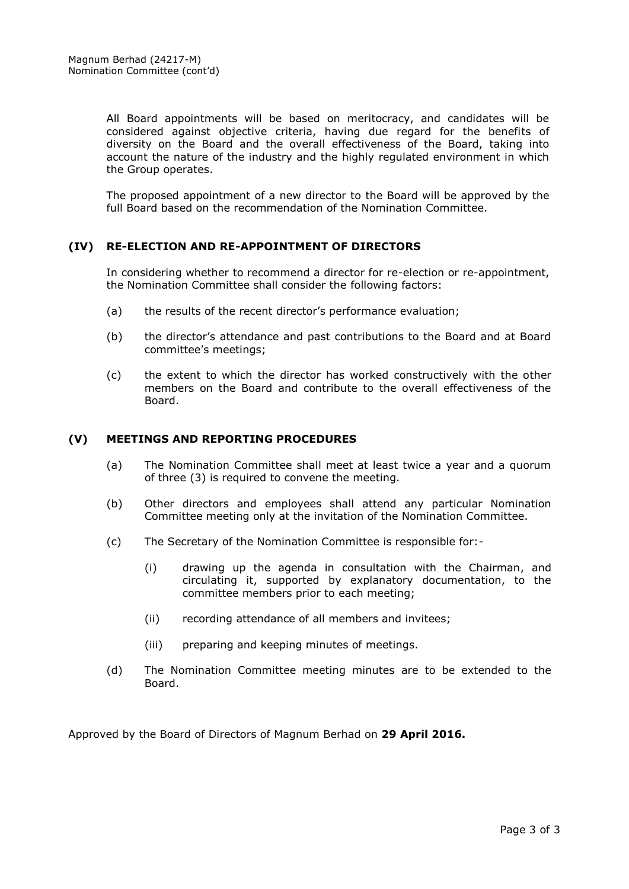All Board appointments will be based on meritocracy, and candidates will be considered against objective criteria, having due regard for the benefits of diversity on the Board and the overall effectiveness of the Board, taking into account the nature of the industry and the highly regulated environment in which the Group operates.

The proposed appointment of a new director to the Board will be approved by the full Board based on the recommendation of the Nomination Committee.

## (IV) RE-ELECTION AND RE-APPOINTMENT OF DIRECTORS

In considering whether to recommend a director for re-election or re-appointment, the Nomination Committee shall consider the following factors:

(a) the results of the recent director's performance evaluation;

(b) the director's attendance and past contributions to the Board and at Board committee's meetings;

(c) the extent to which the director has worked constructively with the other members on the Board and contribute to the overall effectiveness of the Board.

## (V) MEETINGS AND REPORTING PROCEDURES

(a) The Nomination Committee shall meet at least twice a year and a quorum of three (3) is required to convene the meeting.

(b) Other directors and employees shall attend any particular Nomination Committee meeting only at the invitation of the Nomination Committee.

(c) The Secretary of the Nomination Committee is responsible for:-

  (i) drawing up the agenda in consultation with the Chairman, and circulating it, supported by explanatory documentation, to the committee members prior to each meeting;

  (ii) recording attendance of all members and invitees;

  (iii) preparing and keeping minutes of meetings.

(d) The Nomination Committee meeting minutes are to be extended to the Board.

Approved by the Board of Directors of Magnum Berhad on **29 April 2016.**